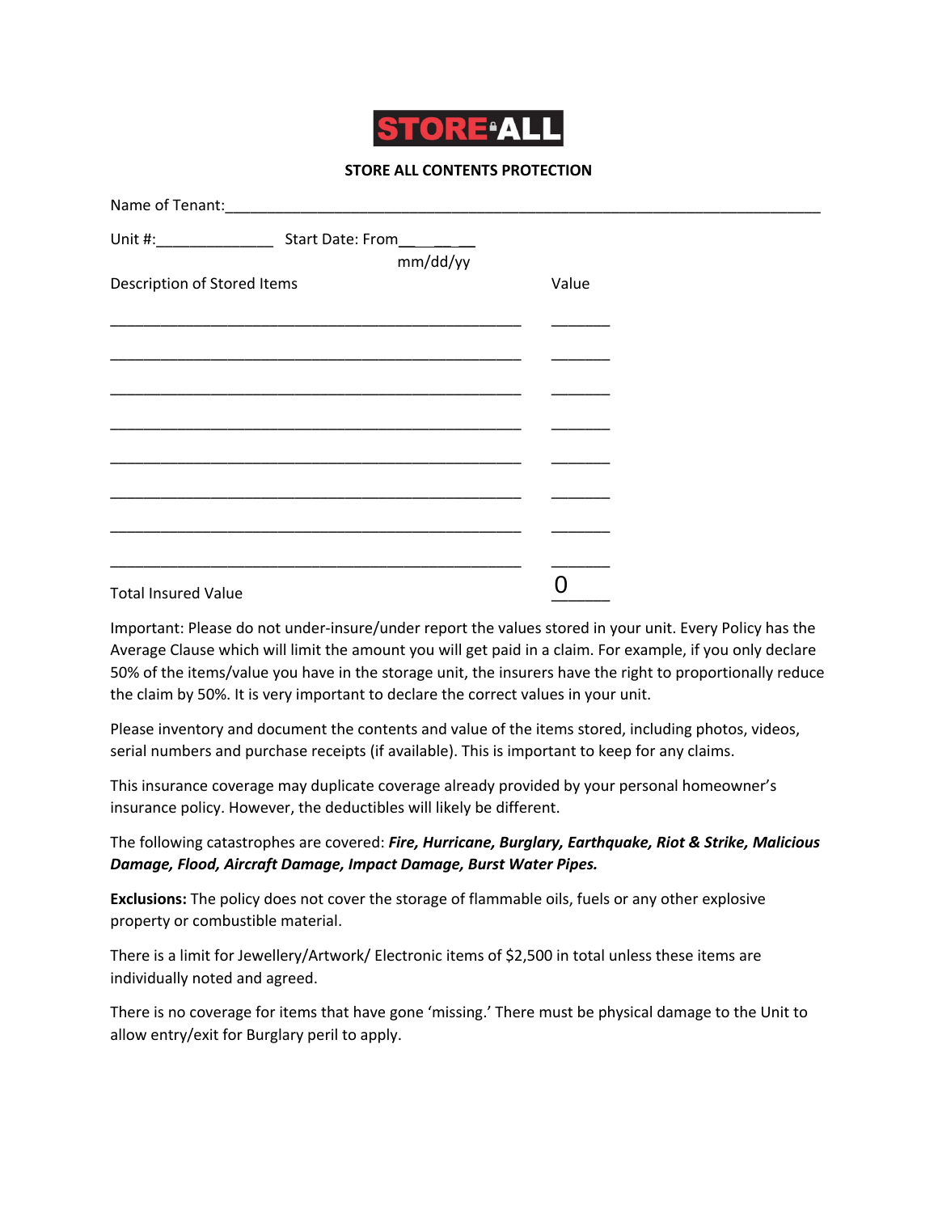STORE ALL

**STORE ALL CONTENTS PROTECTION**

Name of Tenant:___________________________________________________________________________

Unit #:______________ Start Date: From__ __ __
mm/dd/yy

| Description of Stored Items | Value |
| --- | --- |
| _______________________________________________ | _______ |
| _______________________________________________ | _______ |
| _______________________________________________ | _______ |
| _______________________________________________ | _______ |
| _______________________________________________ | _______ |
| _______________________________________________ | _______ |
| _______________________________________________ | _______ |
| _______________________________________________ | _______ |
| Total Insured Value | 0 |

Important: Please do not under-insure/under report the values stored in your unit. Every Policy has the Average Clause which will limit the amount you will get paid in a claim. For example, if you only declare 50% of the items/value you have in the storage unit, the insurers have the right to proportionally reduce the claim by 50%. It is very important to declare the correct values in your unit.

Please inventory and document the contents and value of the items stored, including photos, videos, serial numbers and purchase receipts (if available). This is important to keep for any claims.

This insurance coverage may duplicate coverage already provided by your personal homeowner's insurance policy. However, the deductibles will likely be different.

The following catastrophes are covered: ***Fire, Hurricane, Burglary, Earthquake, Riot & Strike, Malicious Damage, Flood, Aircraft Damage, Impact Damage, Burst Water Pipes.***

**Exclusions:** The policy does not cover the storage of flammable oils, fuels or any other explosive property or combustible material.

There is a limit for Jewellery/Artwork/ Electronic items of $2,500 in total unless these items are individually noted and agreed.

There is no coverage for items that have gone 'missing.' There must be physical damage to the Unit to allow entry/exit for Burglary peril to apply.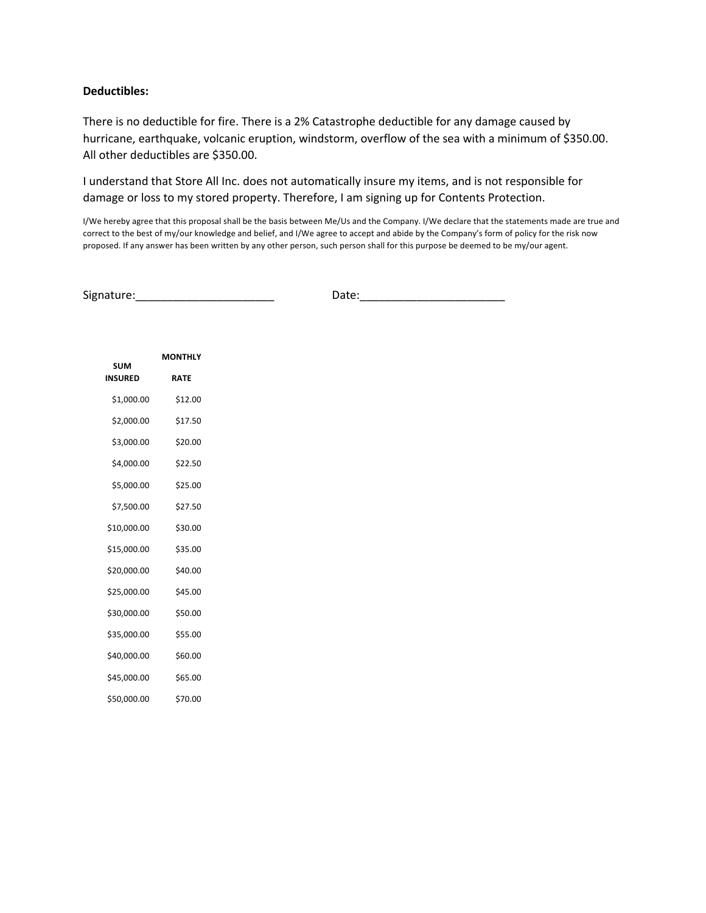**Deductibles:**

There is no deductible for fire. There is a 2% Catastrophe deductible for any damage caused by hurricane, earthquake, volcanic eruption, windstorm, overflow of the sea with a minimum of $350.00. All other deductibles are $350.00.

I understand that Store All Inc. does not automatically insure my items, and is not responsible for damage or loss to my stored property. Therefore, I am signing up for Contents Protection.

I/We hereby agree that this proposal shall be the basis between Me/Us and the Company. I/We declare that the statements made are true and correct to the best of my/our knowledge and belief, and I/We agree to accept and abide by the Company's form of policy for the risk now proposed. If any answer has been written by any other person, such person shall for this purpose be deemed to be my/our agent.

Signature:______________________ Date:_______________________

| SUM INSURED | MONTHLY RATE |
|---|---|
| $1,000.00 | $12.00 |
| $2,000.00 | $17.50 |
| $3,000.00 | $20.00 |
| $4,000.00 | $22.50 |
| $5,000.00 | $25.00 |
| $7,500.00 | $27.50 |
| $10,000.00 | $30.00 |
| $15,000.00 | $35.00 |
| $20,000.00 | $40.00 |
| $25,000.00 | $45.00 |
| $30,000.00 | $50.00 |
| $35,000.00 | $55.00 |
| $40,000.00 | $60.00 |
| $45,000.00 | $65.00 |
| $50,000.00 | $70.00 |